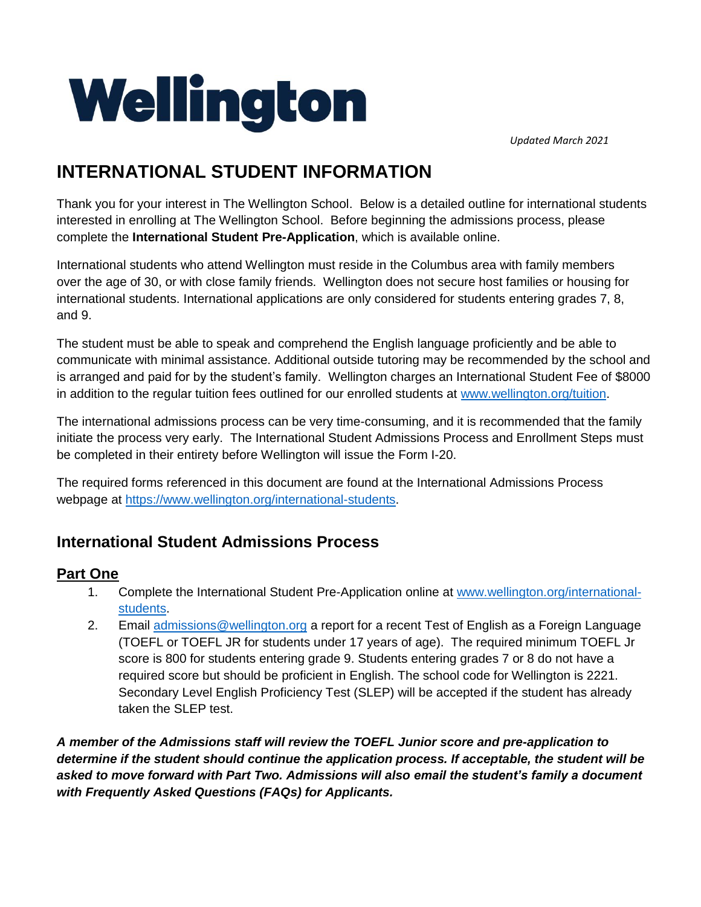# Wellington

*Updated March 2021*

# INTERNATIONAL STUDENT INFORMATION

Thank you for your interest in The Wellington School. Below is a detailed outline for international students interested in enrolling at The Wellington School. Before beginning the admissions process, please complete the **International Student Pre-Application**, which is available online.

International students who attend Wellington must reside in the Columbus area with family members over the age of 30, or with close family friends. Wellington does not secure host families or housing for international students. International applications are only considered for students entering grades 7, 8, and 9.

The student must be able to speak and comprehend the English language proficiently and be able to communicate with minimal assistance. Additional outside tutoring may be recommended by the school and is arranged and paid for by the student's family. Wellington charges an International Student Fee of $8000 in addition to the regular tuition fees outlined for our enrolled students at www.wellington.org/tuition.

The international admissions process can be very time-consuming, and it is recommended that the family initiate the process very early. The International Student Admissions Process and Enrollment Steps must be completed in their entirety before Wellington will issue the Form I-20.

The required forms referenced in this document are found at the International Admissions Process webpage at https://www.wellington.org/international-students.

## International Student Admissions Process

### Part One

1. Complete the International Student Pre-Application online at www.wellington.org/international-students.
2. Email admissions@wellington.org a report for a recent Test of English as a Foreign Language (TOEFL or TOEFL JR for students under 17 years of age). The required minimum TOEFL Jr score is 800 for students entering grade 9. Students entering grades 7 or 8 do not have a required score but should be proficient in English. The school code for Wellington is 2221. Secondary Level English Proficiency Test (SLEP) will be accepted if the student has already taken the SLEP test.

***A member of the Admissions staff will review the TOEFL Junior score and pre-application to determine if the student should continue the application process. If acceptable, the student will be asked to move forward with Part Two. Admissions will also email the student's family a document with Frequently Asked Questions (FAQs) for Applicants.***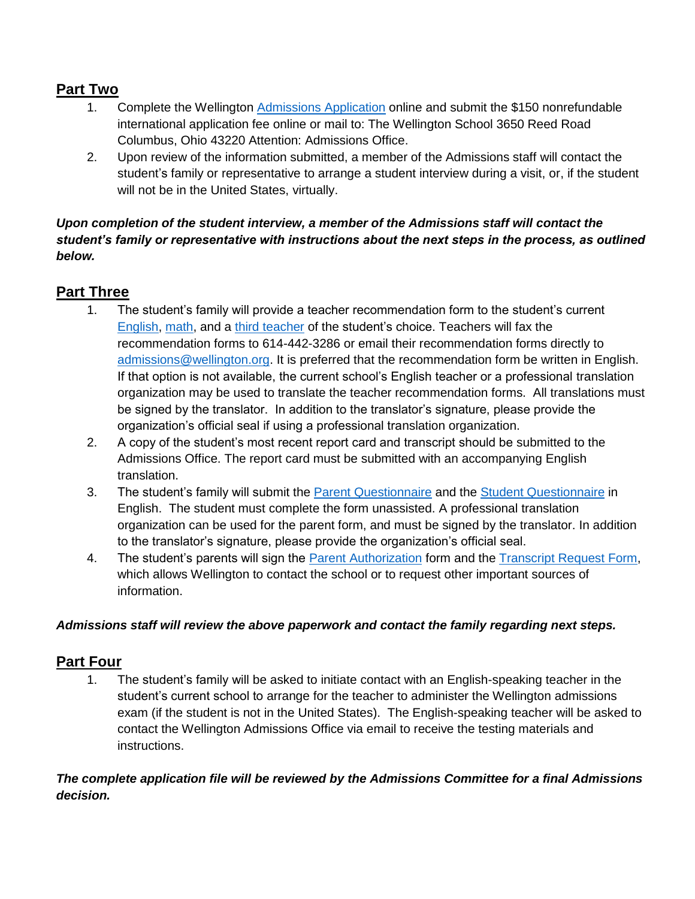## Part Two

1. Complete the Wellington Admissions Application online and submit the $150 nonrefundable international application fee online or mail to: The Wellington School 3650 Reed Road Columbus, Ohio 43220 Attention: Admissions Office.
2. Upon review of the information submitted, a member of the Admissions staff will contact the student's family or representative to arrange a student interview during a visit, or, if the student will not be in the United States, virtually.

***Upon completion of the student interview, a member of the Admissions staff will contact the student's family or representative with instructions about the next steps in the process, as outlined below.***

## Part Three

1. The student's family will provide a teacher recommendation form to the student's current English, math, and a third teacher of the student's choice. Teachers will fax the recommendation forms to 614-442-3286 or email their recommendation forms directly to admissions@wellington.org. It is preferred that the recommendation form be written in English. If that option is not available, the current school's English teacher or a professional translation organization may be used to translate the teacher recommendation forms. All translations must be signed by the translator. In addition to the translator's signature, please provide the organization's official seal if using a professional translation organization.
2. A copy of the student's most recent report card and transcript should be submitted to the Admissions Office. The report card must be submitted with an accompanying English translation.
3. The student's family will submit the Parent Questionnaire and the Student Questionnaire in English. The student must complete the form unassisted. A professional translation organization can be used for the parent form, and must be signed by the translator. In addition to the translator's signature, please provide the organization's official seal.
4. The student's parents will sign the Parent Authorization form and the Transcript Request Form, which allows Wellington to contact the school or to request other important sources of information.

***Admissions staff will review the above paperwork and contact the family regarding next steps.***

## Part Four

1. The student's family will be asked to initiate contact with an English-speaking teacher in the student's current school to arrange for the teacher to administer the Wellington admissions exam (if the student is not in the United States). The English-speaking teacher will be asked to contact the Wellington Admissions Office via email to receive the testing materials and instructions.

***The complete application file will be reviewed by the Admissions Committee for a final Admissions decision.***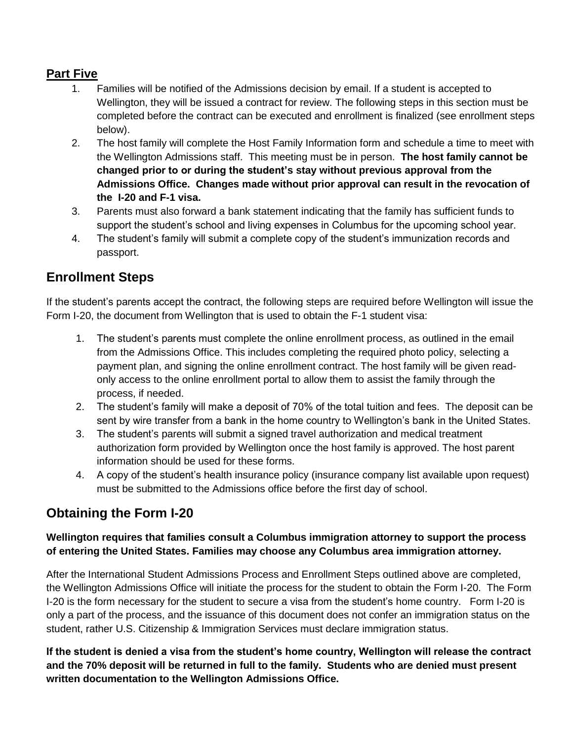## Part Five

1. Families will be notified of the Admissions decision by email. If a student is accepted to Wellington, they will be issued a contract for review. The following steps in this section must be completed before the contract can be executed and enrollment is finalized (see enrollment steps below).
2. The host family will complete the Host Family Information form and schedule a time to meet with the Wellington Admissions staff. This meeting must be in person. **The host family cannot be changed prior to or during the student's stay without previous approval from the Admissions Office. Changes made without prior approval can result in the revocation of the I-20 and F-1 visa.**
3. Parents must also forward a bank statement indicating that the family has sufficient funds to support the student's school and living expenses in Columbus for the upcoming school year.
4. The student's family will submit a complete copy of the student's immunization records and passport.

## Enrollment Steps

If the student's parents accept the contract, the following steps are required before Wellington will issue the Form I-20, the document from Wellington that is used to obtain the F-1 student visa:

1. The student's parents must complete the online enrollment process, as outlined in the email from the Admissions Office. This includes completing the required photo policy, selecting a payment plan, and signing the online enrollment contract. The host family will be given read-only access to the online enrollment portal to allow them to assist the family through the process, if needed.
2. The student's family will make a deposit of 70% of the total tuition and fees. The deposit can be sent by wire transfer from a bank in the home country to Wellington's bank in the United States.
3. The student's parents will submit a signed travel authorization and medical treatment authorization form provided by Wellington once the host family is approved. The host parent information should be used for these forms.
4. A copy of the student's health insurance policy (insurance company list available upon request) must be submitted to the Admissions office before the first day of school.

## Obtaining the Form I-20

**Wellington requires that families consult a Columbus immigration attorney to support the process of entering the United States. Families may choose any Columbus area immigration attorney.**

After the International Student Admissions Process and Enrollment Steps outlined above are completed, the Wellington Admissions Office will initiate the process for the student to obtain the Form I-20. The Form I-20 is the form necessary for the student to secure a visa from the student's home country. Form I-20 is only a part of the process, and the issuance of this document does not confer an immigration status on the student, rather U.S. Citizenship & Immigration Services must declare immigration status.

**If the student is denied a visa from the student's home country, Wellington will release the contract and the 70% deposit will be returned in full to the family. Students who are denied must present written documentation to the Wellington Admissions Office.**